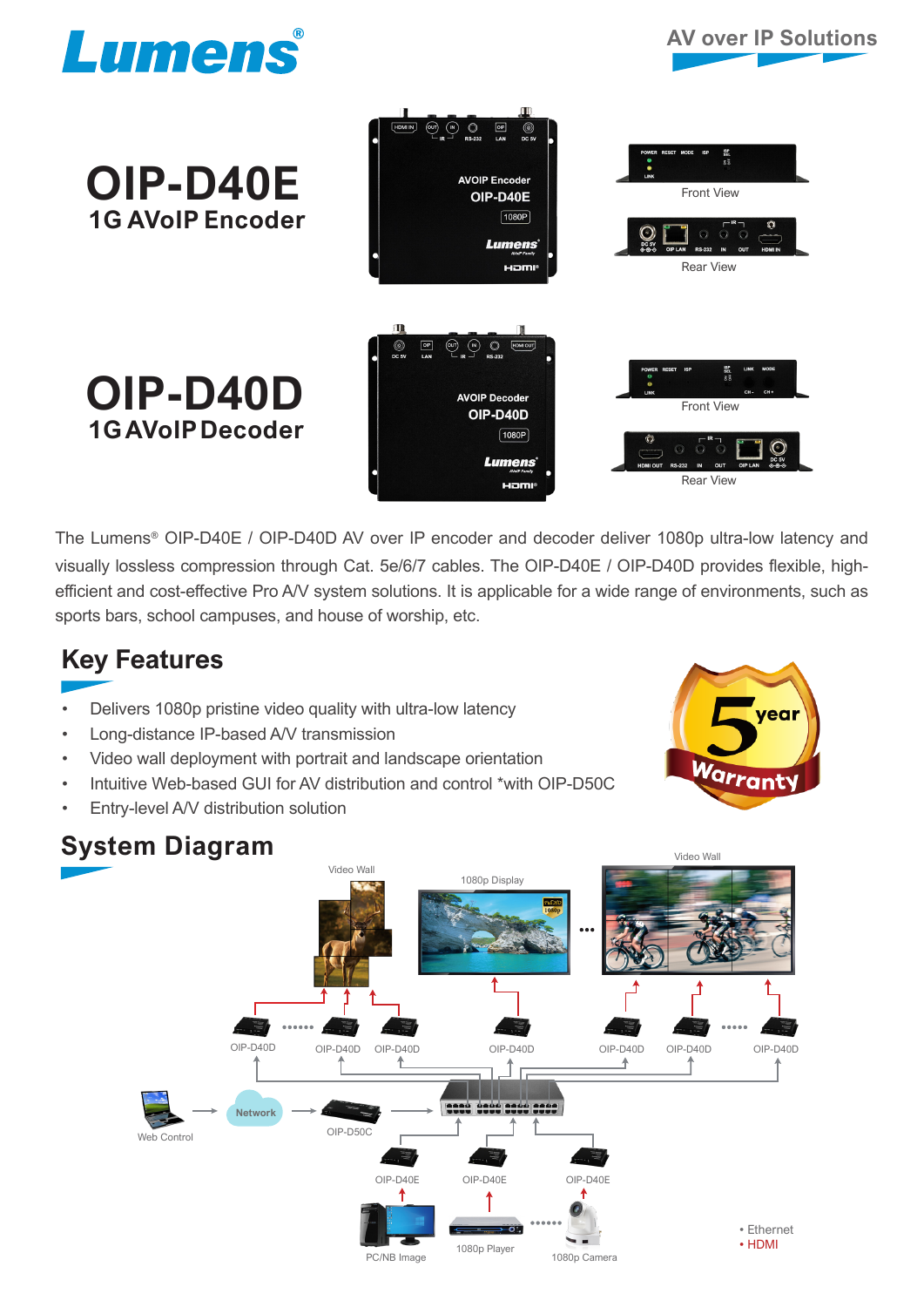Lumens®

AV over IP Solutions

# OIP-D40E
## 1G AVoIP Encoder

Front View

Rear View

# OIP-D40D
## 1G AVoIP Decoder

Front View

Rear View

The Lumens® OIP-D40E / OIP-D40D AV over IP encoder and decoder deliver 1080p ultra-low latency and visually lossless compression through Cat. 5e/6/7 cables. The OIP-D40E / OIP-D40D provides flexible, high-efficient and cost-effective Pro A/V system solutions. It is applicable for a wide range of environments, such as sports bars, school campuses, and house of worship, etc.

## Key Features

- Delivers 1080p pristine video quality with ultra-low latency
- Long-distance IP-based A/V transmission
- Video wall deployment with portrait and landscape orientation
- Intuitive Web-based GUI for AV distribution and control *with OIP-D50C
- Entry-level A/V distribution solution

5 year Warranty

## System Diagram

Video Wall

1080p Display

Video Wall

OIP-D40D OIP-D40D OIP-D40D OIP-D40D OIP-D40D OIP-D40D OIP-D40D

Web Control

Network

OIP-D50C

OIP-D40E OIP-D40E OIP-D40E

PC/NB Image

1080p Player

1080p Camera

• Ethernet
• HDMI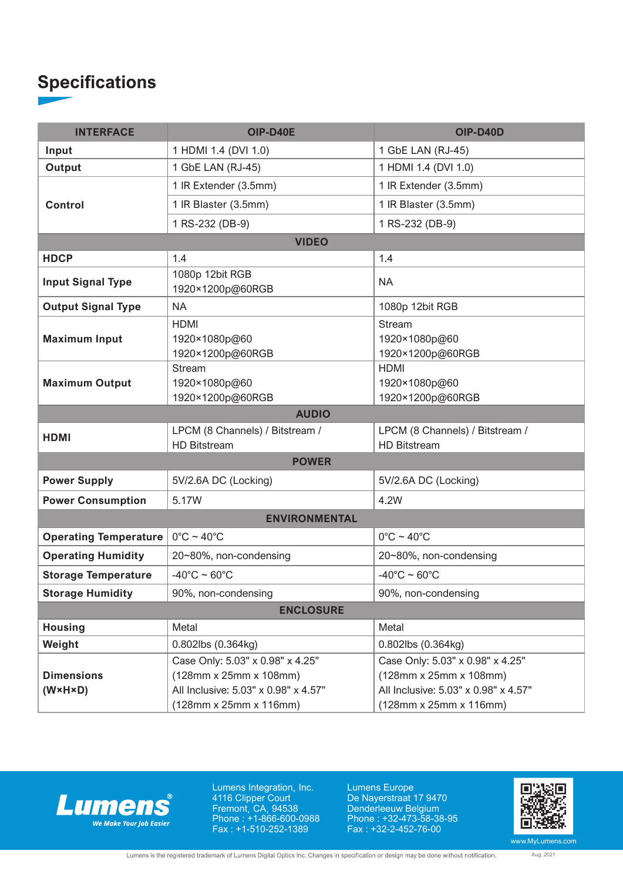## Specifications

| INTERFACE | OIP-D40E | OIP-D40D |
|---|---|---|
| **Input** | 1 HDMI 1.4 (DVI 1.0) | 1 GbE LAN (RJ-45) |
| **Output** | 1 GbE LAN (RJ-45) | 1 HDMI 1.4 (DVI 1.0) |
| **Control** | 1 IR Extender (3.5mm) | 1 IR Extender (3.5mm) |
| | 1 IR Blaster (3.5mm) | 1 IR Blaster (3.5mm) |
| | 1 RS-232 (DB-9) | 1 RS-232 (DB-9) |
| **VIDEO** | | |
| **HDCP** | 1.4 | 1.4 |
| **Input Signal Type** | 1080p 12bit RGB<br>1920×1200p@60RGB | NA |
| **Output Signal Type** | NA | 1080p 12bit RGB |
| **Maximum Input** | HDMI<br>1920×1080p@60<br>1920×1200p@60RGB | Stream<br>1920×1080p@60<br>1920×1200p@60RGB |
| **Maximum Output** | Stream<br>1920×1080p@60<br>1920×1200p@60RGB | HDMI<br>1920×1080p@60<br>1920×1200p@60RGB |
| **AUDIO** | | |
| **HDMI** | LPCM (8 Channels) / Bitstream / HD Bitstream | LPCM (8 Channels) / Bitstream / HD Bitstream |
| **POWER** | | |
| **Power Supply** | 5V/2.6A DC (Locking) | 5V/2.6A DC (Locking) |
| **Power Consumption** | 5.17W | 4.2W |
| **ENVIRONMENTAL** | | |
| **Operating Temperature** | 0°C ~ 40°C | 0°C ~ 40°C |
| **Operating Humidity** | 20~80%, non-condensing | 20~80%, non-condensing |
| **Storage Temperature** | -40°C ~ 60°C | -40°C ~ 60°C |
| **Storage Humidity** | 90%, non-condensing | 90%, non-condensing |
| **ENCLOSURE** | | |
| **Housing** | Metal | Metal |
| **Weight** | 0.802lbs (0.364kg) | 0.802lbs (0.364kg) |
| **Dimensions (W×H×D)** | Case Only: 5.03" x 0.98" x 4.25" (128mm x 25mm x 108mm)<br>All Inclusive: 5.03" x 0.98" x 4.57" (128mm x 25mm x 116mm) | Case Only: 5.03" x 0.98" x 4.25" (128mm x 25mm x 108mm)<br>All Inclusive: 5.03" x 0.98" x 4.57" (128mm x 25mm x 116mm) |

Lumens®
We Make Your Job Easier

Lumens Integration, Inc.
4116 Clipper Court
Fremont, CA, 94538
Phone : +1-866-600-0988
Fax : +1-510-252-1389

Lumens Europe
De Nayerstraat 17 9470
Denderleeuw Belgium
Phone : +32-473-58-38-95
Fax : +32-2-452-76-00

www.MyLumens.com

Lumens is the registered trademark of Lumens Digital Optics Inc. Changes in specification or design may be done without notification.

Aug. 2021